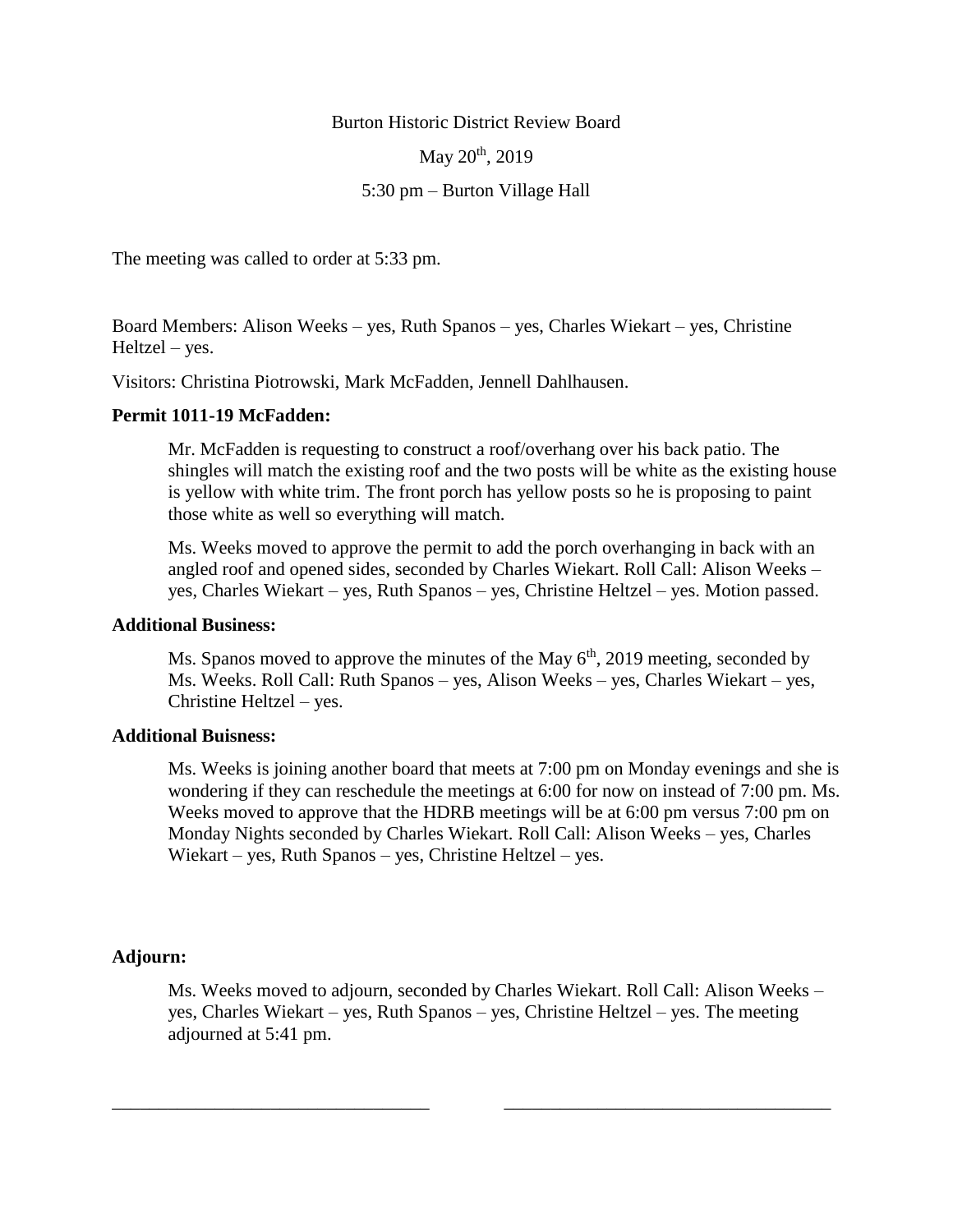Burton Historic District Review Board

May 20th, 2019

5:30 pm – Burton Village Hall

The meeting was called to order at 5:33 pm.

Board Members: Alison Weeks – yes, Ruth Spanos – yes, Charles Wiekart – yes, Christine Heltzel – yes.

Visitors: Christina Piotrowski, Mark McFadden, Jennell Dahlhausen.

**Permit 1011-19 McFadden:**

Mr. McFadden is requesting to construct a roof/overhang over his back patio. The shingles will match the existing roof and the two posts will be white as the existing house is yellow with white trim. The front porch has yellow posts so he is proposing to paint those white as well so everything will match.

Ms. Weeks moved to approve the permit to add the porch overhanging in back with an angled roof and opened sides, seconded by Charles Wiekart. Roll Call: Alison Weeks – yes, Charles Wiekart – yes, Ruth Spanos – yes, Christine Heltzel – yes. Motion passed.

**Additional Business:**

Ms. Spanos moved to approve the minutes of the May 6th, 2019 meeting, seconded by Ms. Weeks. Roll Call: Ruth Spanos – yes, Alison Weeks – yes, Charles Wiekart – yes, Christine Heltzel – yes.

**Additional Buisness:**

Ms. Weeks is joining another board that meets at 7:00 pm on Monday evenings and she is wondering if they can reschedule the meetings at 6:00 for now on instead of 7:00 pm. Ms. Weeks moved to approve that the HDRB meetings will be at 6:00 pm versus 7:00 pm on Monday Nights seconded by Charles Wiekart. Roll Call: Alison Weeks – yes, Charles Wiekart – yes, Ruth Spanos – yes, Christine Heltzel – yes.

**Adjourn:**

Ms. Weeks moved to adjourn, seconded by Charles Wiekart. Roll Call: Alison Weeks – yes, Charles Wiekart – yes, Ruth Spanos – yes, Christine Heltzel – yes. The meeting adjourned at 5:41 pm.

\_\_\_\_\_\_\_\_\_\_\_\_\_\_\_\_\_\_\_\_\_\_\_\_\_\_\_\_\_\_\_\_\_\_ \_\_\_\_\_\_\_\_\_\_\_\_\_\_\_\_\_\_\_\_\_\_\_\_\_\_\_\_\_\_\_\_\_\_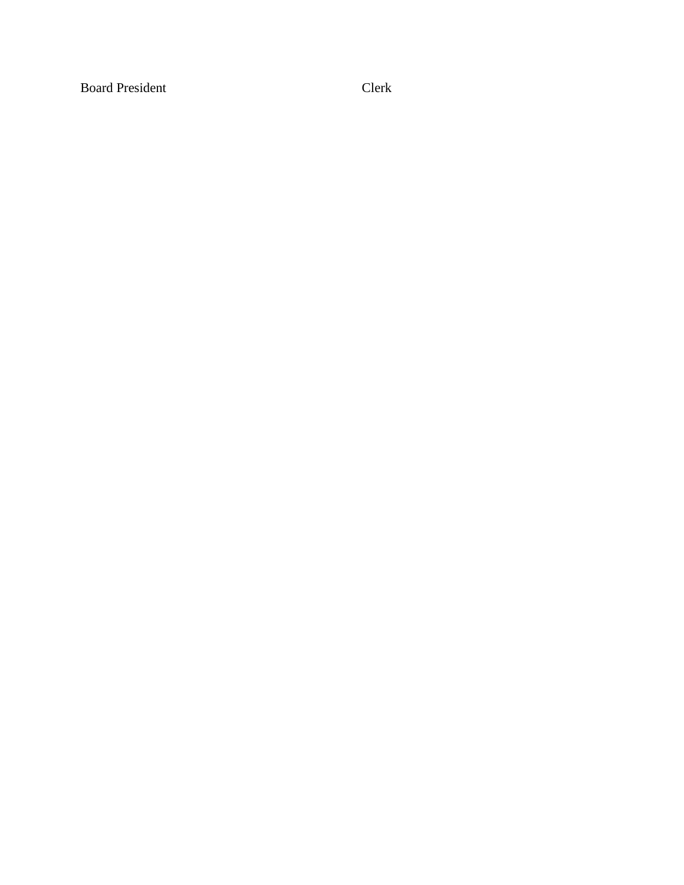Board President Clerk